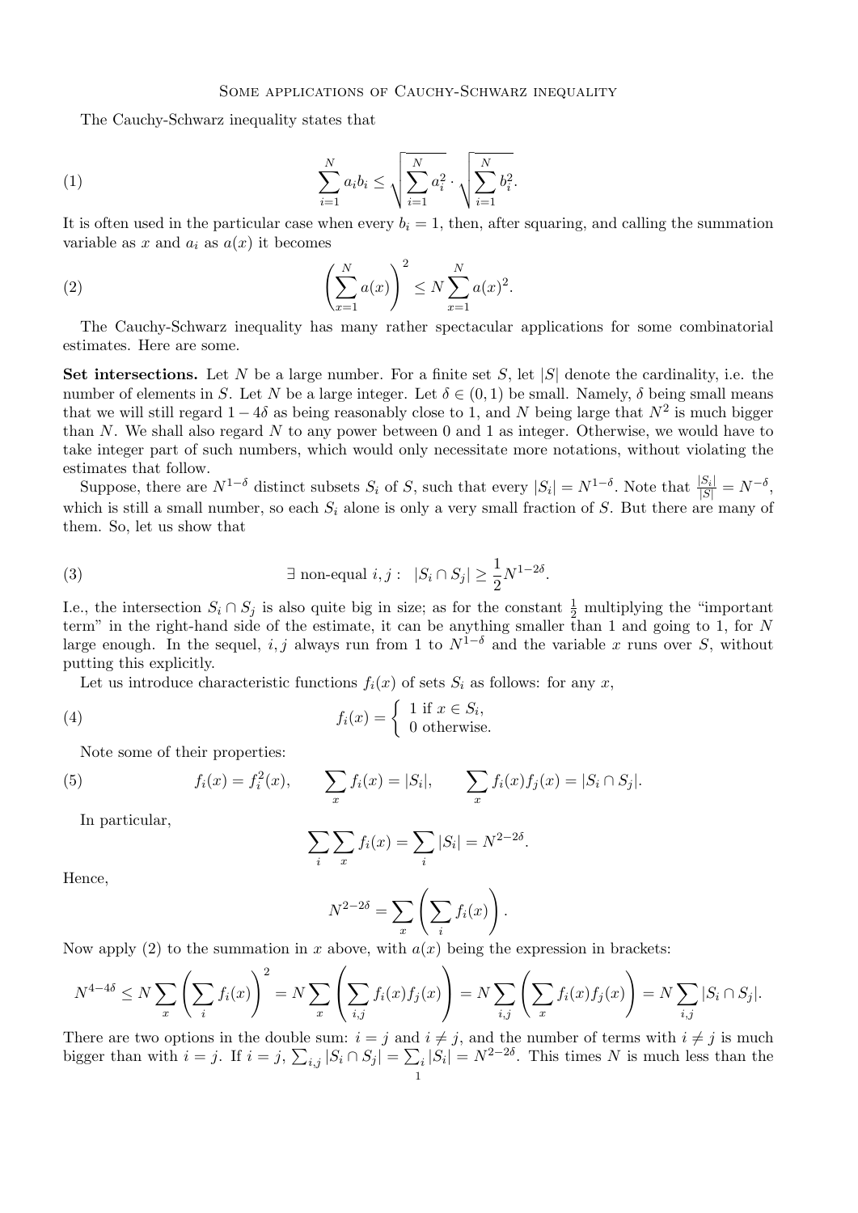# Some applications of Cauchy-Schwarz inequality

The Cauchy-Schwarz inequality states that

$$\sum_{i=1}^{N} a_i b_i \leq \sqrt{\sum_{i=1}^{N} a_i^2} \cdot \sqrt{\sum_{i=1}^{N} b_i^2}. \tag{1}$$

It is often used in the particular case when every $b_i = 1$, then, after squaring, and calling the summation variable as $x$ and $a_i$ as $a(x)$ it becomes

$$\left(\sum_{x=1}^{N} a(x)\right)^2 \leq N \sum_{x=1}^{N} a(x)^2. \tag{2}$$

The Cauchy-Schwarz inequality has many rather spectacular applications for some combinatorial estimates. Here are some.

**Set intersections.** Let $N$ be a large number. For a finite set $S$, let $|S|$ denote the cardinality, i.e. the number of elements in $S$. Let $N$ be a large integer. Let $\delta \in (0,1)$ be small. Namely, $\delta$ being small means that we will still regard $1 - 4\delta$ as being reasonably close to 1, and $N$ being large that $N^2$ is much bigger than $N$. We shall also regard $N$ to any power between 0 and 1 as integer. Otherwise, we would have to take integer part of such numbers, which would only necessitate more notations, without violating the estimates that follow.

Suppose, there are $N^{1-\delta}$ distinct subsets $S_i$ of $S$, such that every $|S_i| = N^{1-\delta}$. Note that $\frac{|S_i|}{|S|} = N^{-\delta}$, which is still a small number, so each $S_i$ alone is only a very small fraction of $S$. But there are many of them. So, let us show that

$$\exists \text{ non-equal } i, j : \quad |S_i \cap S_j| \geq \frac{1}{2} N^{1-2\delta}. \tag{3}$$

I.e., the intersection $S_i \cap S_j$ is also quite big in size; as for the constant $\frac{1}{2}$ multiplying the "important term" in the right-hand side of the estimate, it can be anything smaller than 1 and going to 1, for $N$ large enough. In the sequel, $i, j$ always run from 1 to $N^{1-\delta}$ and the variable $x$ runs over $S$, without putting this explicitly.

Let us introduce characteristic functions $f_i(x)$ of sets $S_i$ as follows: for any $x$,

$$f_i(x) = \begin{cases} 1 \text{ if } x \in S_i, \\ 0 \text{ otherwise.} \end{cases} \tag{4}$$

Note some of their properties:

$$f_i(x) = f_i^2(x), \qquad \sum_x f_i(x) = |S_i|, \qquad \sum_x f_i(x) f_j(x) = |S_i \cap S_j|. \tag{5}$$

In particular,

$$\sum_i \sum_x f_i(x) = \sum_i |S_i| = N^{2-2\delta}.$$

Hence,

$$N^{2-2\delta} = \sum_x \left( \sum_i f_i(x) \right).$$

Now apply (2) to the summation in $x$ above, with $a(x)$ being the expression in brackets:

$$N^{4-4\delta} \leq N \sum_x \left( \sum_i f_i(x) \right)^2 = N \sum_x \left( \sum_{i,j} f_i(x) f_j(x) \right) = N \sum_{i,j} \left( \sum_x f_i(x) f_j(x) \right) = N \sum_{i,j} |S_i \cap S_j|.$$

There are two options in the double sum: $i = j$ and $i \neq j$, and the number of terms with $i \neq j$ is much bigger than with $i = j$. If $i = j$, $\sum_{i,j} |S_i \cap S_j| = \sum_i |S_i| = N^{2-2\delta}$. This times $N$ is much less than the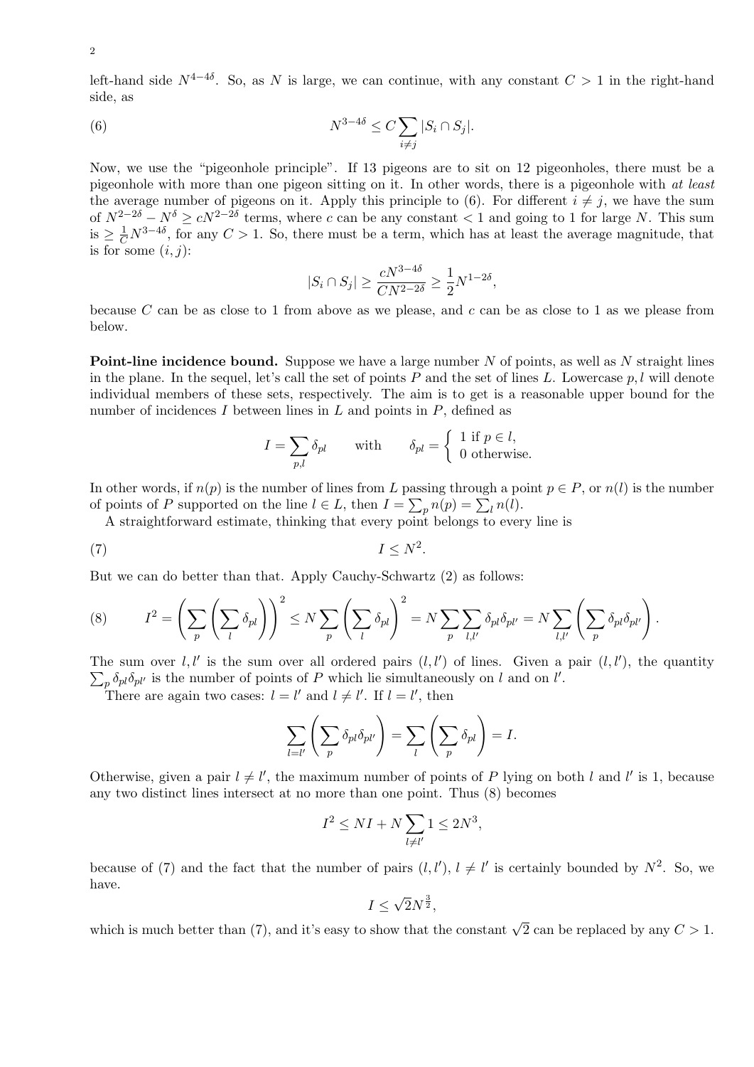left-hand side $N^{4-4\delta}$. So, as $N$ is large, we can continue, with any constant $C > 1$ in the right-hand side, as

$$N^{3-4\delta} \leq C \sum_{i \neq j} |S_i \cap S_j|. \tag{6}$$

Now, we use the "pigeonhole principle". If 13 pigeons are to sit on 12 pigeonholes, there must be a pigeonhole with more than one pigeon sitting on it. In other words, there is a pigeonhole with *at least* the average number of pigeons on it. Apply this principle to (6). For different $i \neq j$, we have the sum of $N^{2-2\delta} - N^{\delta} \geq cN^{2-2\delta}$ terms, where $c$ can be any constant $< 1$ and going to 1 for large $N$. This sum is $\geq \frac{1}{C} N^{3-4\delta}$, for any $C > 1$. So, there must be a term, which has at least the average magnitude, that is for some $(i, j)$:

$$|S_i \cap S_j| \geq \frac{cN^{3-4\delta}}{CN^{2-2\delta}} \geq \frac{1}{2} N^{1-2\delta},$$

because $C$ can be as close to 1 from above as we please, and $c$ can be as close to 1 as we please from below.

**Point-line incidence bound.** Suppose we have a large number $N$ of points, as well as $N$ straight lines in the plane. In the sequel, let's call the set of points $P$ and the set of lines $L$. Lowercase $p, l$ will denote individual members of these sets, respectively. The aim is to get is a reasonable upper bound for the number of incidences $I$ between lines in $L$ and points in $P$, defined as

$$I = \sum_{p,l} \delta_{pl} \qquad \text{with} \qquad \delta_{pl} = \begin{cases} 1 \text{ if } p \in l, \\ 0 \text{ otherwise.} \end{cases}$$

In other words, if $n(p)$ is the number of lines from $L$ passing through a point $p \in P$, or $n(l)$ is the number of points of $P$ supported on the line $l \in L$, then $I = \sum_p n(p) = \sum_l n(l)$.

A straightforward estimate, thinking that every point belongs to every line is

$$I \leq N^2. \tag{7}$$

But we can do better than that. Apply Cauchy-Schwartz (2) as follows:

$$I^2 = \left( \sum_p \left( \sum_l \delta_{pl} \right) \right)^2 \leq N \sum_p \left( \sum_l \delta_{pl} \right)^2 = N \sum_p \sum_{l,l'} \delta_{pl} \delta_{pl'} = N \sum_{l,l'} \left( \sum_p \delta_{pl} \delta_{pl'} \right). \tag{8}$$

The sum over $l, l'$ is the sum over all ordered pairs $(l, l')$ of lines. Given a pair $(l, l')$, the quantity $\sum_p \delta_{pl} \delta_{pl'}$ is the number of points of $P$ which lie simultaneously on $l$ and on $l'$.

There are again two cases: $l = l'$ and $l \neq l'$. If $l = l'$, then

$$\sum_{l=l'} \left( \sum_p \delta_{pl} \delta_{pl'} \right) = \sum_l \left( \sum_p \delta_{pl} \right) = I.$$

Otherwise, given a pair $l \neq l'$, the maximum number of points of $P$ lying on both $l$ and $l'$ is 1, because any two distinct lines intersect at no more than one point. Thus (8) becomes

$$I^2 \leq NI + N \sum_{l \neq l'} 1 \leq 2N^3,$$

because of (7) and the fact that the number of pairs $(l, l')$, $l \neq l'$ is certainly bounded by $N^2$. So, we have.

$$I \leq \sqrt{2} N^{\frac{3}{2}},$$

which is much better than (7), and it's easy to show that the constant $\sqrt{2}$ can be replaced by any $C > 1$.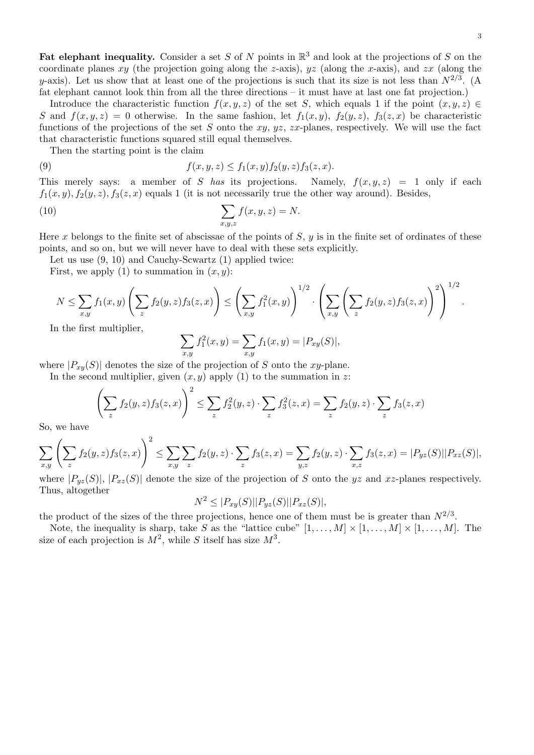**Fat elephant inequality.** Consider a set $S$ of $N$ points in $\mathbb{R}^3$ and look at the projections of $S$ on the coordinate planes $xy$ (the projection going along the $z$-axis), $yz$ (along the $x$-axis), and $zx$ (along the $y$-axis). Let us show that at least one of the projections is such that its size is not less than $N^{2/3}$. (A fat elephant cannot look thin from all the three directions – it must have at last one fat projection.)

Introduce the characteristic function $f(x, y, z)$ of the set $S$, which equals 1 if the point $(x, y, z) \in S$ and $f(x, y, z) = 0$ otherwise. In the same fashion, let $f_1(x, y)$, $f_2(y, z)$, $f_3(z, x)$ be characteristic functions of the projections of the set $S$ onto the $xy$, $yz$, $zx$-planes, respectively. We will use the fact that characteristic functions squared still equal themselves.

Then the starting point is the claim

$$f(x, y, z) \leq f_1(x, y) f_2(y, z) f_3(z, x). \tag{9}$$

This merely says: a member of $S$ *has* its projections. Namely, $f(x, y, z) = 1$ only if each $f_1(x, y), f_2(y, z), f_3(z, x)$ equals 1 (it is not necessarily true the other way around). Besides,

$$\sum_{x,y,z} f(x, y, z) = N. \tag{10}$$

Here $x$ belongs to the finite set of abscissae of the points of $S$, $y$ is in the finite set of ordinates of these points, and so on, but we will never have to deal with these sets explicitly.

Let us use (9, 10) and Cauchy-Scwartz (1) applied twice:

First, we apply (1) to summation in $(x, y)$:

$$N \leq \sum_{x,y} f_1(x, y) \left( \sum_z f_2(y, z) f_3(z, x) \right) \leq \left( \sum_{x,y} f_1^2(x, y) \right)^{1/2} \cdot \left( \sum_{x,y} \left( \sum_z f_2(y, z) f_3(z, x) \right)^2 \right)^{1/2}.$$

In the first multiplier,

$$\sum_{x,y} f_1^2(x, y) = \sum_{x,y} f_1(x, y) = |P_{xy}(S)|,$$

where $|P_{xy}(S)|$ denotes the size of the projection of $S$ onto the $xy$-plane.

In the second multiplier, given $(x, y)$ apply (1) to the summation in $z$:

$$\left( \sum_z f_2(y, z) f_3(z, x) \right)^2 \leq \sum_z f_2^2(y, z) \cdot \sum_z f_3^2(z, x) = \sum_z f_2(y, z) \cdot \sum_z f_3(z, x)$$

So, we have

$$\sum_{x,y} \left( \sum_z f_2(y, z) f_3(z, x) \right)^2 \leq \sum_{x,y} \sum_z f_2(y, z) \cdot \sum_z f_3(z, x) = \sum_{y,z} f_2(y, z) \cdot \sum_{x,z} f_3(z, x) = |P_{yz}(S)||P_{xz}(S)|,$$

where $|P_{yz}(S)|$, $|P_{xz}(S)|$ denote the size of the projection of $S$ onto the $yz$ and $xz$-planes respectively. Thus, altogether

$$N^2 \leq |P_{xy}(S)||P_{yz}(S)||P_{xz}(S)|,$$

the product of the sizes of the three projections, hence one of them must be is greater than $N^{2/3}$.

Note, the inequality is sharp, take $S$ as the "lattice cube" $[1, \ldots, M] \times [1, \ldots, M] \times [1, \ldots, M]$. The size of each projection is $M^2$, while $S$ itself has size $M^3$.